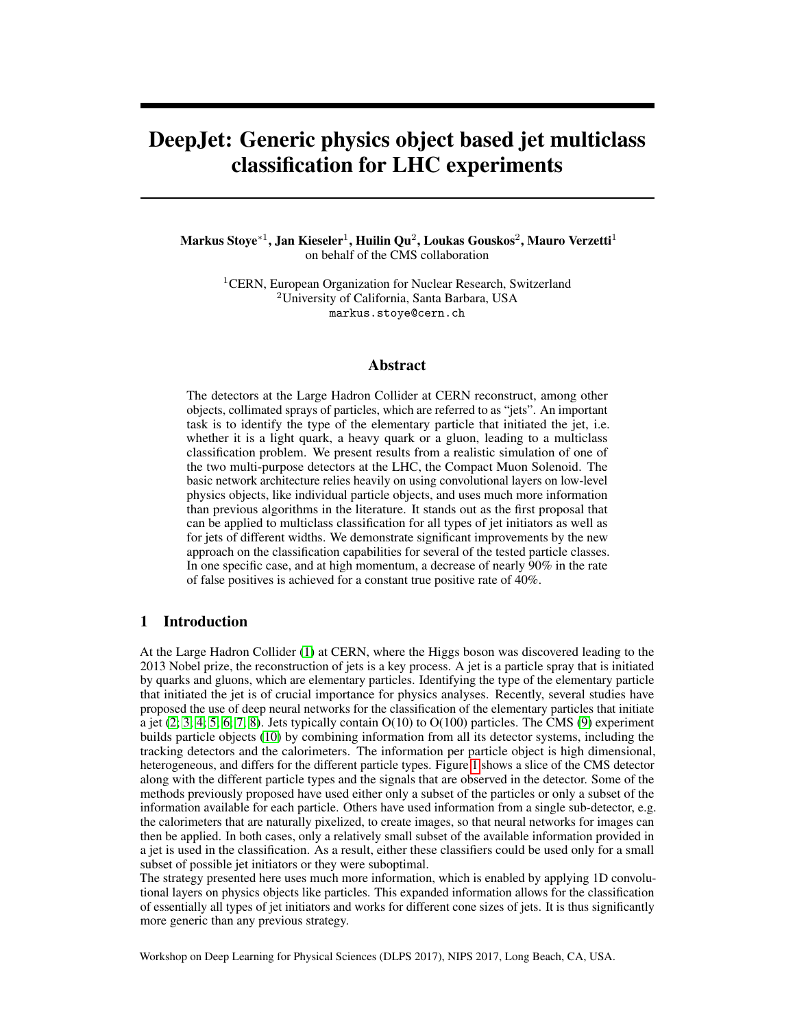# DeepJet: Generic physics object based jet multiclass classification for LHC experiments

**Markus Stoye**[*1], **Jan Kieseler**[1], **Huilin Qu**[2], **Loukas Gouskos**[2], **Mauro Verzetti**[1]
on behalf of the CMS collaboration

[1]CERN, European Organization for Nuclear Research, Switzerland
[2]University of California, Santa Barbara, USA
markus.stoye@cern.ch

## Abstract

The detectors at the Large Hadron Collider at CERN reconstruct, among other objects, collimated sprays of particles, which are referred to as "jets". An important task is to identify the type of the elementary particle that initiated the jet, i.e. whether it is a light quark, a heavy quark or a gluon, leading to a multiclass classification problem. We present results from a realistic simulation of one of the two multi-purpose detectors at the LHC, the Compact Muon Solenoid. The basic network architecture relies heavily on using convolutional layers on low-level physics objects, like individual particle objects, and uses much more information than previous algorithms in the literature. It stands out as the first proposal that can be applied to multiclass classification for all types of jet initiators as well as for jets of different widths. We demonstrate significant improvements by the new approach on the classification capabilities for several of the tested particle classes. In one specific case, and at high momentum, a decrease of nearly 90% in the rate of false positives is achieved for a constant true positive rate of 40%.

## 1 Introduction

At the Large Hadron Collider (1) at CERN, where the Higgs boson was discovered leading to the 2013 Nobel prize, the reconstruction of jets is a key process. A jet is a particle spray that is initiated by quarks and gluons, which are elementary particles. Identifying the type of the elementary particle that initiated the jet is of crucial importance for physics analyses. Recently, several studies have proposed the use of deep neural networks for the classification of the elementary particles that initiate a jet (2; 3; 4; 5; 6; 7; 8). Jets typically contain O(10) to O(100) particles. The CMS (9) experiment builds particle objects (10) by combining information from all its detector systems, including the tracking detectors and the calorimeters. The information per particle object is high dimensional, heterogeneous, and differs for the different particle types. Figure 1 shows a slice of the CMS detector along with the different particle types and the signals that are observed in the detector. Some of the methods previously proposed have used either only a subset of the particles or only a subset of the information available for each particle. Others have used information from a single sub-detector, e.g. the calorimeters that are naturally pixelized, to create images, so that neural networks for images can then be applied. In both cases, only a relatively small subset of the available information provided in a jet is used in the classification. As a result, either these classifiers could be used only for a small subset of possible jet initiators or they were suboptimal.

The strategy presented here uses much more information, which is enabled by applying 1D convolutional layers on physics objects like particles. This expanded information allows for the classification of essentially all types of jet initiators and works for different cone sizes of jets. It is thus significantly more generic than any previous strategy.

Workshop on Deep Learning for Physical Sciences (DLPS 2017), NIPS 2017, Long Beach, CA, USA.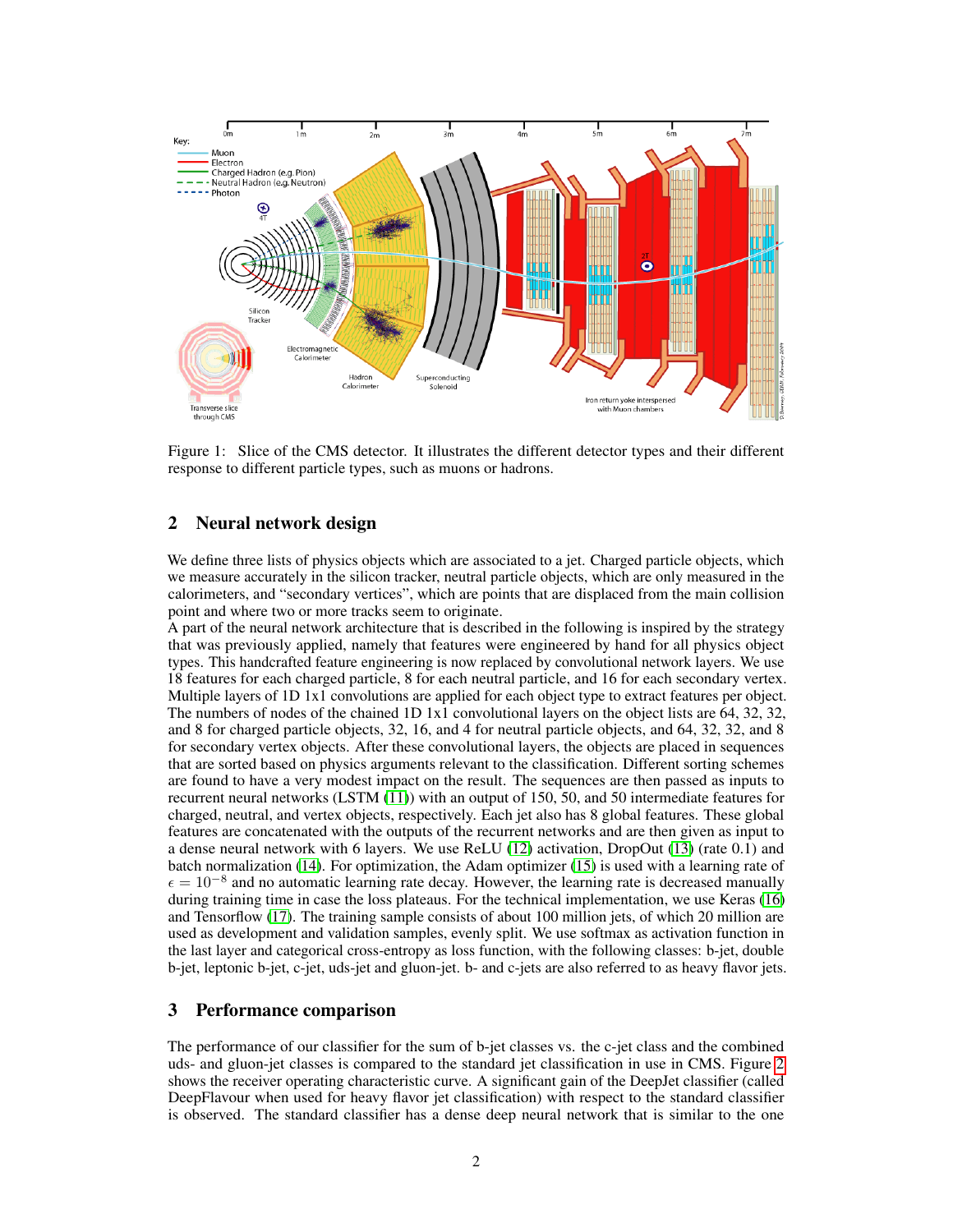Key:
Muon
Electron
Charged Hadron (e.g. Pion)
Neutral Hadron (e.g. Neutron)
Photon

0m
1m
2m
3m
4m
5m
6m
7m

4T
2T

Silicon Tracker
Electromagnetic Calorimeter
Hadron Calorimeter
Superconducting Solenoid
Iron return yoke interspersed with Muon chambers
Transverse slice through CMS

Figure 1: Slice of the CMS detector. It illustrates the different detector types and their different response to different particle types, such as muons or hadrons.

## 2 Neural network design

We define three lists of physics objects which are associated to a jet. Charged particle objects, which we measure accurately in the silicon tracker, neutral particle objects, which are only measured in the calorimeters, and "secondary vertices", which are points that are displaced from the main collision point and where two or more tracks seem to originate.

A part of the neural network architecture that is described in the following is inspired by the strategy that was previously applied, namely that features were engineered by hand for all physics object types. This handcrafted feature engineering is now replaced by convolutional network layers. We use 18 features for each charged particle, 8 for each neutral particle, and 16 for each secondary vertex. Multiple layers of 1D 1x1 convolutions are applied for each object type to extract features per object. The numbers of nodes of the chained 1D 1x1 convolutional layers on the object lists are 64, 32, 32, and 8 for charged particle objects, 32, 16, and 4 for neutral particle objects, and 64, 32, 32, and 8 for secondary vertex objects. After these convolutional layers, the objects are placed in sequences that are sorted based on physics arguments relevant to the classification. Different sorting schemes are found to have a very modest impact on the result. The sequences are then passed as inputs to recurrent neural networks (LSTM (11)) with an output of 150, 50, and 50 intermediate features for charged, neutral, and vertex objects, respectively. Each jet also has 8 global features. These global features are concatenated with the outputs of the recurrent networks and are then given as input to a dense neural network with 6 layers. We use ReLU (12) activation, DropOut (13) (rate 0.1) and batch normalization (14). For optimization, the Adam optimizer (15) is used with a learning rate of $\epsilon = 10^{-8}$ and no automatic learning rate decay. However, the learning rate is decreased manually during training time in case the loss plateaus. For the technical implementation, we use Keras (16) and Tensorflow (17). The training sample consists of about 100 million jets, of which 20 million are used as development and validation samples, evenly split. We use softmax as activation function in the last layer and categorical cross-entropy as loss function, with the following classes: b-jet, double b-jet, leptonic b-jet, c-jet, uds-jet and gluon-jet. b- and c-jets are also referred to as heavy flavor jets.

## 3 Performance comparison

The performance of our classifier for the sum of b-jet classes vs. the c-jet class and the combined uds- and gluon-jet classes is compared to the standard jet classification in use in CMS. Figure 2 shows the receiver operating characteristic curve. A significant gain of the DeepJet classifier (called DeepFlavour when used for heavy flavor jet classification) with respect to the standard classifier is observed. The standard classifier has a dense deep neural network that is similar to the one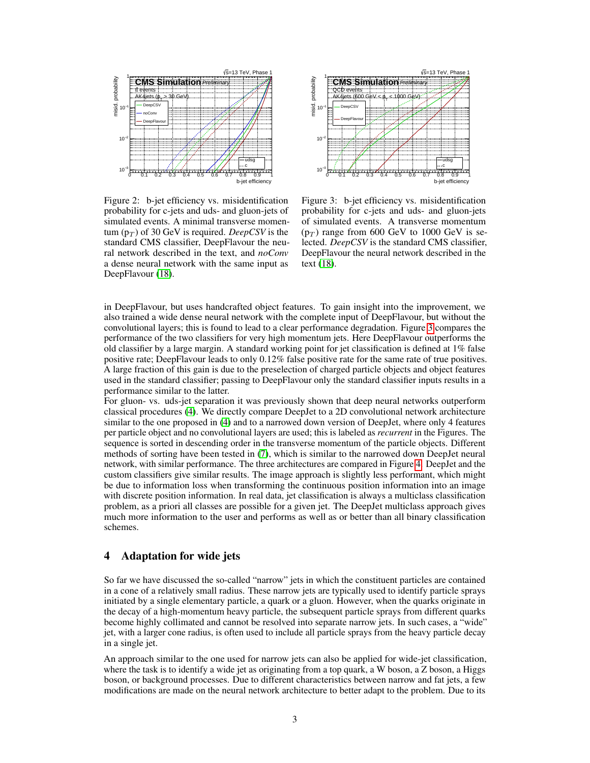√s=13 TeV, Phase 1

CMS Simulation *Preliminary*

tt̄ events

AK4jets ($p_T$ > 30 GeV)

misid. probability

b-jet efficiency

DeepCSV

noConv

DeepFlavour

udsg

c

Figure 2: b-jet efficiency vs. misidentification probability for c-jets and uds- and gluon-jets of simulated events. A minimal transverse momentum ($p_T$) of 30 GeV is required. *DeepCSV* is the standard CMS classifier, DeepFlavour the neural network described in the text, and *noConv* a dense neural network with the same input as DeepFlavour (18).

√s=13 TeV, Phase 1

CMS Simulation *Preliminary*

QCD events

AK4jets (600 GeV < $p_T$ < 1000 GeV)

misid. probability

b-jet efficiency

DeepCSV

DeepFlavour

udsg

c

Figure 3: b-jet efficiency vs. misidentification probability for c-jets and uds- and gluon-jets of simulated events. A transverse momentum ($p_T$) range from 600 GeV to 1000 GeV is selected. *DeepCSV* is the standard CMS classifier, DeepFlavour the neural network described in the text (18).

in DeepFlavour, but uses handcrafted object features. To gain insight into the improvement, we also trained a wide dense neural network with the complete input of DeepFlavour, but without the convolutional layers; this is found to lead to a clear performance degradation. Figure 3 compares the performance of the two classifiers for very high momentum jets. Here DeepFlavour outperforms the old classifier by a large margin. A standard working point for jet classification is defined at 1% false positive rate; DeepFlavour leads to only 0.12% false positive rate for the same rate of true positives. A large fraction of this gain is due to the preselection of charged particle objects and object features used in the standard classifier; passing to DeepFlavour only the standard classifier inputs results in a performance similar to the latter.
For gluon- vs. uds-jet separation it was previously shown that deep neural networks outperform classical procedures (4). We directly compare DeepJet to a 2D convolutional network architecture similar to the one proposed in (4) and to a narrowed down version of DeepJet, where only 4 features per particle object and no convolutional layers are used; this is labeled as *recurrent* in the Figures. The sequence is sorted in descending order in the transverse momentum of the particle objects. Different methods of sorting have been tested in (7), which is similar to the narrowed down DeepJet neural network, with similar performance. The three architectures are compared in Figure 4. DeepJet and the custom classifiers give similar results. The image approach is slightly less performant, which might be due to information loss when transforming the continuous position information into an image with discrete position information. In real data, jet classification is always a multiclass classification problem, as a priori all classes are possible for a given jet. The DeepJet multiclass approach gives much more information to the user and performs as well as or better than all binary classification schemes.

## 4 Adaptation for wide jets

So far we have discussed the so-called "narrow" jets in which the constituent particles are contained in a cone of a relatively small radius. These narrow jets are typically used to identify particle sprays initiated by a single elementary particle, a quark or a gluon. However, when the quarks originate in the decay of a high-momentum heavy particle, the subsequent particle sprays from different quarks become highly collimated and cannot be resolved into separate narrow jets. In such cases, a "wide" jet, with a larger cone radius, is often used to include all particle sprays from the heavy particle decay in a single jet.

An approach similar to the one used for narrow jets can also be applied for wide-jet classification, where the task is to identify a wide jet as originating from a top quark, a W boson, a Z boson, a Higgs boson, or background processes. Due to different characteristics between narrow and fat jets, a few modifications are made on the neural network architecture to better adapt to the problem. Due to its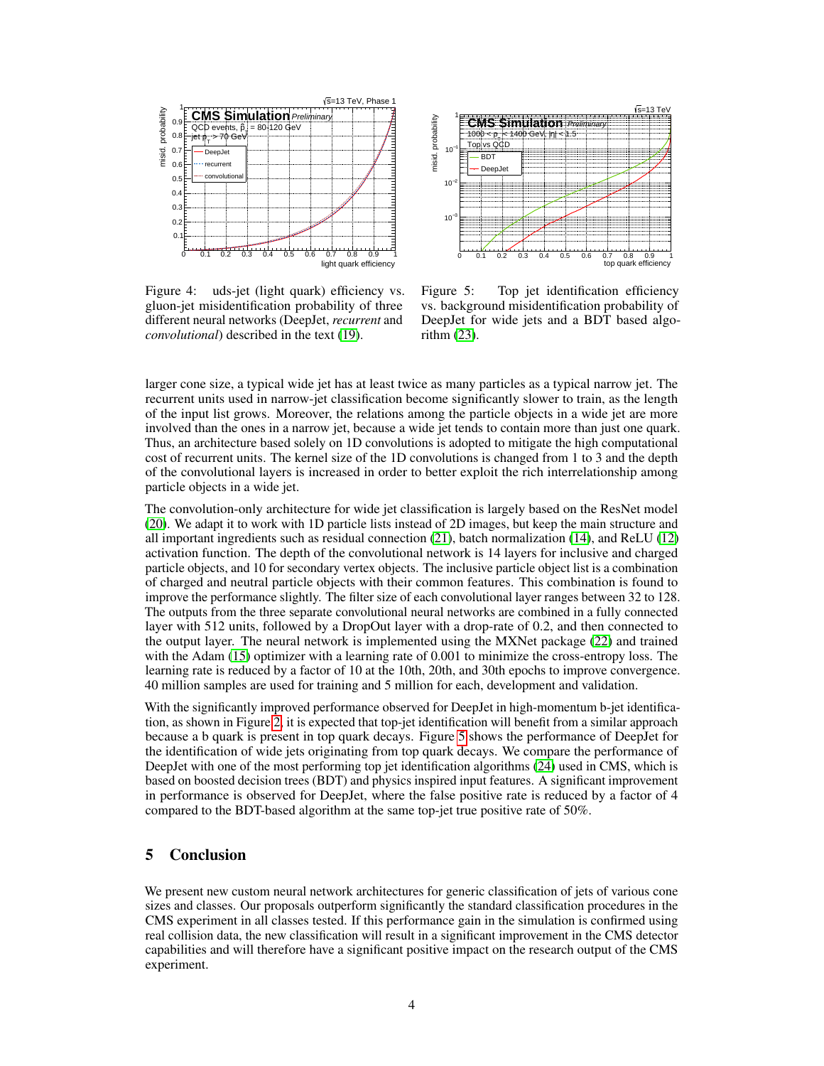√s=13 TeV, Phase 1
CMS Simulation Preliminary
QCD events, $\hat{p}_T$ = 80-120 GeV
jet $p_T$ > 70 GeV
DeepJet
recurrent
convolutional
misid. probability
light quark efficiency

Figure 4: uds-jet (light quark) efficiency vs. gluon-jet misidentification probability of three different neural networks (DeepJet, *recurrent* and *convolutional*) described in the text (19).

√s=13 TeV
CMS Simulation Preliminary
1000 < $p_T$ < 1400 GeV, |η| < 1.5
Top vs QCD
BDT
DeepJet
misid. probability
top quark efficiency

Figure 5: Top jet identification efficiency vs. background misidentification probability of DeepJet for wide jets and a BDT based algorithm (23).

larger cone size, a typical wide jet has at least twice as many particles as a typical narrow jet. The recurrent units used in narrow-jet classification become significantly slower to train, as the length of the input list grows. Moreover, the relations among the particle objects in a wide jet are more involved than the ones in a narrow jet, because a wide jet tends to contain more than just one quark. Thus, an architecture based solely on 1D convolutions is adopted to mitigate the high computational cost of recurrent units. The kernel size of the 1D convolutions is changed from 1 to 3 and the depth of the convolutional layers is increased in order to better exploit the rich interrelationship among particle objects in a wide jet.

The convolution-only architecture for wide jet classification is largely based on the ResNet model (20). We adapt it to work with 1D particle lists instead of 2D images, but keep the main structure and all important ingredients such as residual connection (21), batch normalization (14), and ReLU (12) activation function. The depth of the convolutional network is 14 layers for inclusive and charged particle objects, and 10 for secondary vertex objects. The inclusive particle object list is a combination of charged and neutral particle objects with their common features. This combination is found to improve the performance slightly. The filter size of each convolutional layer ranges between 32 to 128. The outputs from the three separate convolutional neural networks are combined in a fully connected layer with 512 units, followed by a DropOut layer with a drop-rate of 0.2, and then connected to the output layer. The neural network is implemented using the MXNet package (22) and trained with the Adam (15) optimizer with a learning rate of 0.001 to minimize the cross-entropy loss. The learning rate is reduced by a factor of 10 at the 10th, 20th, and 30th epochs to improve convergence. 40 million samples are used for training and 5 million for each, development and validation.

With the significantly improved performance observed for DeepJet in high-momentum b-jet identification, as shown in Figure 2, it is expected that top-jet identification will benefit from a similar approach because a b quark is present in top quark decays. Figure 5 shows the performance of DeepJet for the identification of wide jets originating from top quark decays. We compare the performance of DeepJet with one of the most performing top jet identification algorithms (24) used in CMS, which is based on boosted decision trees (BDT) and physics inspired input features. A significant improvement in performance is observed for DeepJet, where the false positive rate is reduced by a factor of 4 compared to the BDT-based algorithm at the same top-jet true positive rate of 50%.

# 5 Conclusion

We present new custom neural network architectures for generic classification of jets of various cone sizes and classes. Our proposals outperform significantly the standard classification procedures in the CMS experiment in all classes tested. If this performance gain in the simulation is confirmed using real collision data, the new classification will result in a significant improvement in the CMS detector capabilities and will therefore have a significant positive impact on the research output of the CMS experiment.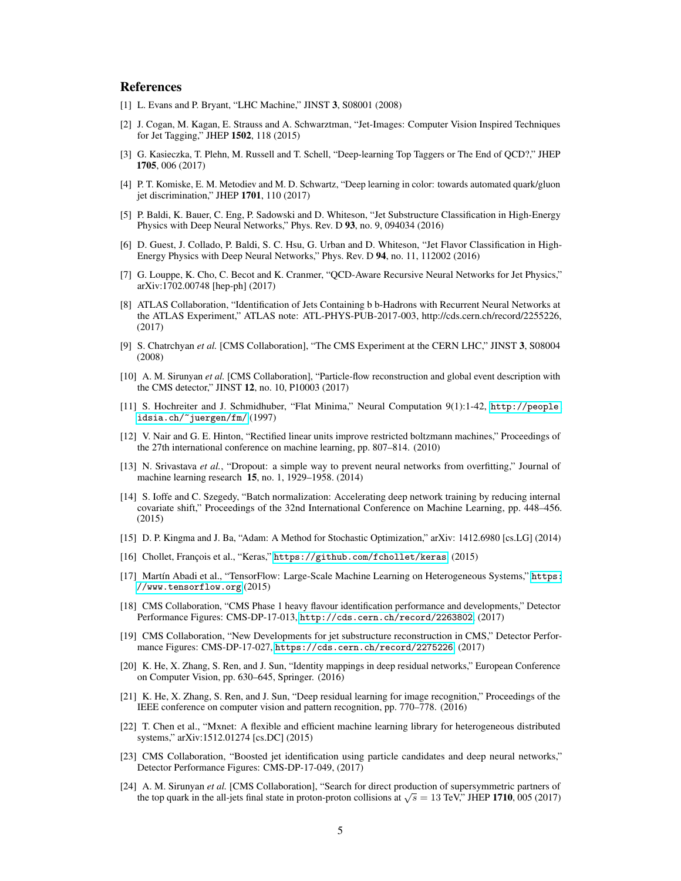## References

[1] L. Evans and P. Bryant, "LHC Machine," JINST **3**, S08001 (2008)

[2] J. Cogan, M. Kagan, E. Strauss and A. Schwartzman, "Jet-Images: Computer Vision Inspired Techniques for Jet Tagging," JHEP **1502**, 118 (2015)

[3] G. Kasieczka, T. Plehn, M. Russell and T. Schell, "Deep-learning Top Taggers or The End of QCD?," JHEP **1705**, 006 (2017)

[4] P. T. Komiske, E. M. Metodiev and M. D. Schwartz, "Deep learning in color: towards automated quark/gluon jet discrimination," JHEP **1701**, 110 (2017)

[5] P. Baldi, K. Bauer, C. Eng, P. Sadowski and D. Whiteson, "Jet Substructure Classification in High-Energy Physics with Deep Neural Networks," Phys. Rev. D **93**, no. 9, 094034 (2016)

[6] D. Guest, J. Collado, P. Baldi, S. C. Hsu, G. Urban and D. Whiteson, "Jet Flavor Classification in High-Energy Physics with Deep Neural Networks," Phys. Rev. D **94**, no. 11, 112002 (2016)

[7] G. Louppe, K. Cho, C. Becot and K. Cranmer, "QCD-Aware Recursive Neural Networks for Jet Physics," arXiv:1702.00748 [hep-ph] (2017)

[8] ATLAS Collaboration, "Identification of Jets Containing b b-Hadrons with Recurrent Neural Networks at the ATLAS Experiment," ATLAS note: ATL-PHYS-PUB-2017-003, http://cds.cern.ch/record/2255226, (2017)

[9] S. Chatrchyan *et al.* [CMS Collaboration], "The CMS Experiment at the CERN LHC," JINST **3**, S08004 (2008)

[10] A. M. Sirunyan *et al.* [CMS Collaboration], "Particle-flow reconstruction and global event description with the CMS detector," JINST **12**, no. 10, P10003 (2017)

[11] S. Hochreiter and J. Schmidhuber, "Flat Minima," Neural Computation 9(1):1-42, `http://people.idsia.ch/~juergen/fm/` (1997)

[12] V. Nair and G. E. Hinton, "Rectified linear units improve restricted boltzmann machines," Proceedings of the 27th international conference on machine learning, pp. 807–814. (2010)

[13] N. Srivastava *et al.*, "Dropout: a simple way to prevent neural networks from overfitting," Journal of machine learning research **15**, no. 1, 1929–1958. (2014)

[14] S. Ioffe and C. Szegedy, "Batch normalization: Accelerating deep network training by reducing internal covariate shift," Proceedings of the 32nd International Conference on Machine Learning, pp. 448–456. (2015)

[15] D. P. Kingma and J. Ba, "Adam: A Method for Stochastic Optimization," arXiv: 1412.6980 [cs.LG] (2014)

[16] Chollet, François et al., "Keras," `https://github.com/fchollet/keras` (2015)

[17] Martín Abadi et al., "TensorFlow: Large-Scale Machine Learning on Heterogeneous Systems," `https://www.tensorflow.org` (2015)

[18] CMS Collaboration, "CMS Phase 1 heavy flavour identification performance and developments," Detector Performance Figures: CMS-DP-17-013, `http://cds.cern.ch/record/2263802` (2017)

[19] CMS Collaboration, "New Developments for jet substructure reconstruction in CMS," Detector Performance Figures: CMS-DP-17-027, `https://cds.cern.ch/record/2275226` (2017)

[20] K. He, X. Zhang, S. Ren, and J. Sun, "Identity mappings in deep residual networks," European Conference on Computer Vision, pp. 630–645, Springer. (2016)

[21] K. He, X. Zhang, S. Ren, and J. Sun, "Deep residual learning for image recognition," Proceedings of the IEEE conference on computer vision and pattern recognition, pp. 770–778. (2016)

[22] T. Chen et al., "Mxnet: A flexible and efficient machine learning library for heterogeneous distributed systems," arXiv:1512.01274 [cs.DC] (2015)

[23] CMS Collaboration, "Boosted jet identification using particle candidates and deep neural networks," Detector Performance Figures: CMS-DP-17-049, (2017)

[24] A. M. Sirunyan *et al.* [CMS Collaboration], "Search for direct production of supersymmetric partners of the top quark in the all-jets final state in proton-proton collisions at $\sqrt{s} = 13$ TeV," JHEP **1710**, 005 (2017)